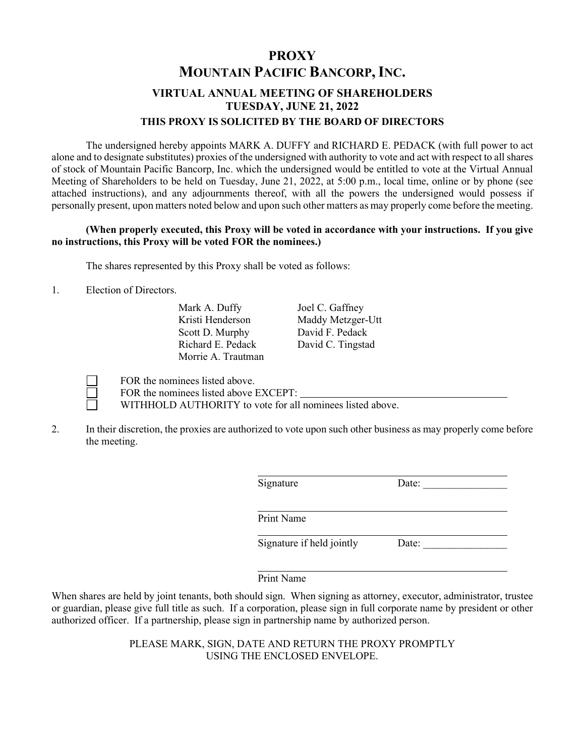# PROXY

# MOUNTAIN PACIFIC BANCORP, INC.

## VIRTUAL ANNUAL MEETING OF SHAREHOLDERS
## TUESDAY, JUNE 21, 2022

### THIS PROXY IS SOLICITED BY THE BOARD OF DIRECTORS

The undersigned hereby appoints MARK A. DUFFY and RICHARD E. PEDACK (with full power to act alone and to designate substitutes) proxies of the undersigned with authority to vote and act with respect to all shares of stock of Mountain Pacific Bancorp, Inc. which the undersigned would be entitled to vote at the Virtual Annual Meeting of Shareholders to be held on Tuesday, June 21, 2022, at 5:00 p.m., local time, online or by phone (see attached instructions), and any adjournments thereof, with all the powers the undersigned would possess if personally present, upon matters noted below and upon such other matters as may properly come before the meeting.

**(When properly executed, this Proxy will be voted in accordance with your instructions. If you give no instructions, this Proxy will be voted FOR the nominees.)**

The shares represented by this Proxy shall be voted as follows:

1. Election of Directors.

   Mark A. Duffy
   Kristi Henderson
   Scott D. Murphy
   Richard E. Pedack
   Morrie A. Trautman
   Joel C. Gaffney
   Maddy Metzger-Utt
   David F. Pedack
   David C. Tingstad

   ☐ FOR the nominees listed above.
   ☐ FOR the nominees listed above EXCEPT: ________________________________
   ☐ WITHHOLD AUTHORITY to vote for all nominees listed above.

2. In their discretion, the proxies are authorized to vote upon such other business as may properly come before the meeting.

________________________________
Signature Date: ________________

________________________________
Print Name

________________________________
Signature if held jointly Date: ________________

________________________________
Print Name

When shares are held by joint tenants, both should sign. When signing as attorney, executor, administrator, trustee or guardian, please give full title as such. If a corporation, please sign in full corporate name by president or other authorized officer. If a partnership, please sign in partnership name by authorized person.

PLEASE MARK, SIGN, DATE AND RETURN THE PROXY PROMPTLY USING THE ENCLOSED ENVELOPE.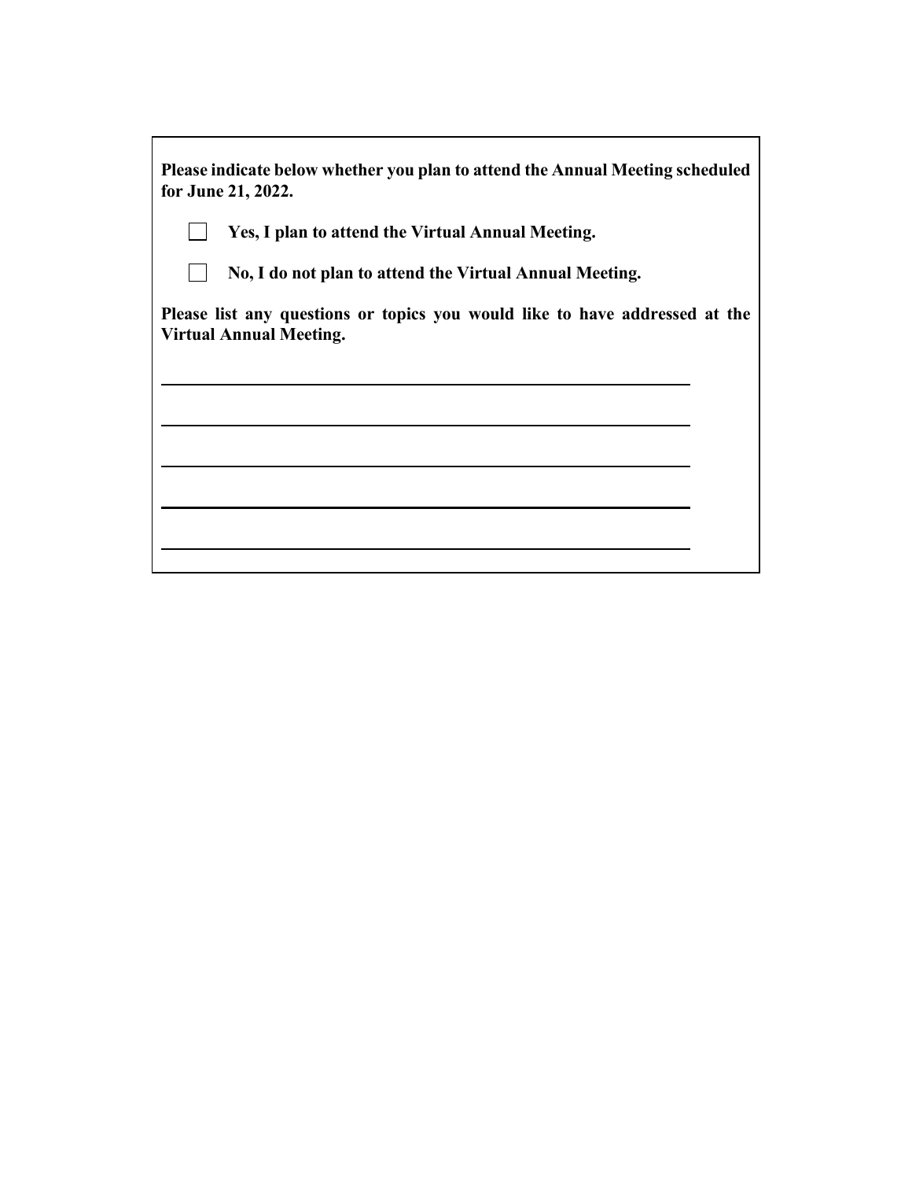**Please indicate below whether you plan to attend the Annual Meeting scheduled for June 21, 2022.**

- [ ] **Yes, I plan to attend the Virtual Annual Meeting.**
- [ ] **No, I do not plan to attend the Virtual Annual Meeting.**

**Please list any questions or topics you would like to have addressed at the Virtual Annual Meeting.**

______________________________________________________________

______________________________________________________________

______________________________________________________________

______________________________________________________________

______________________________________________________________